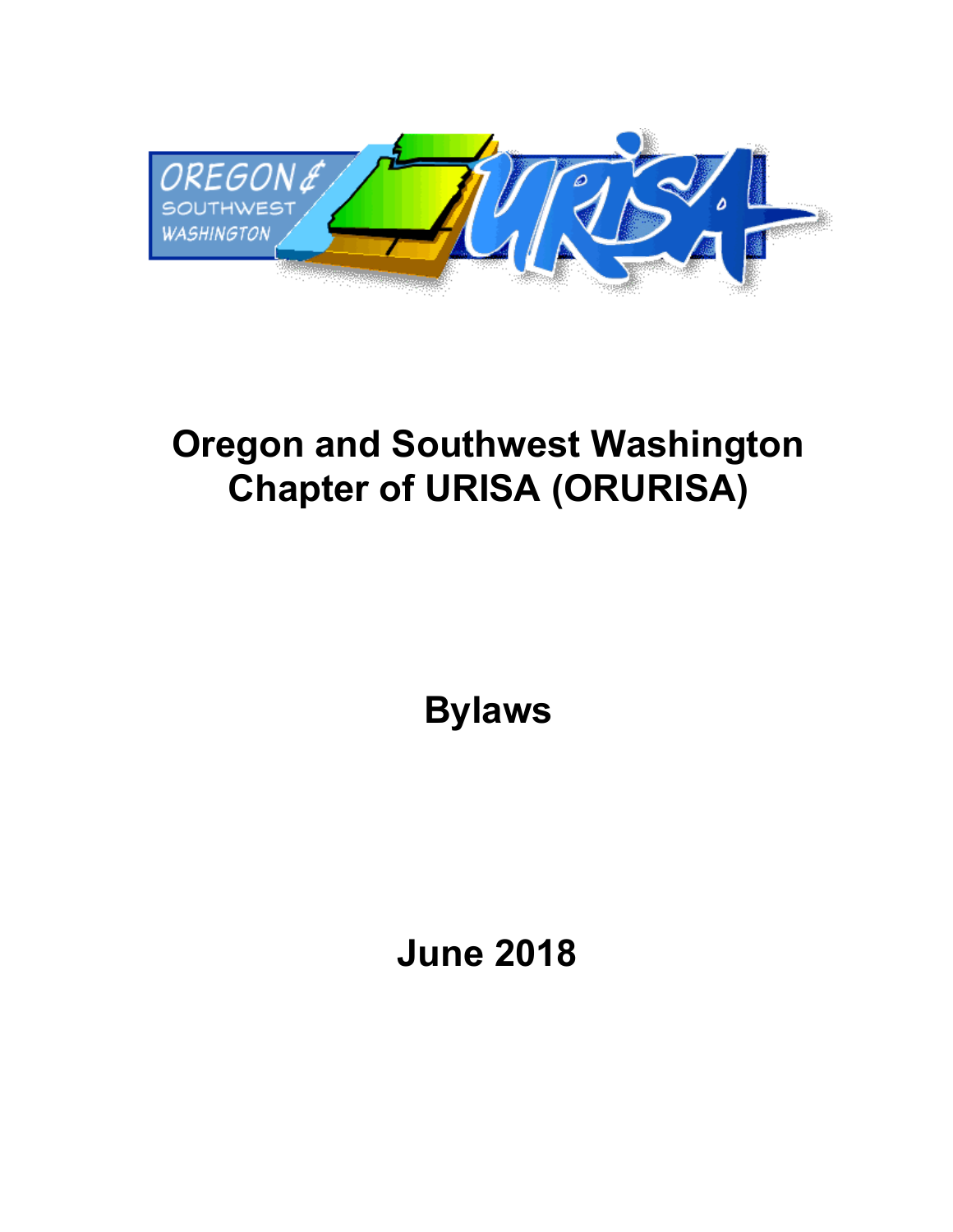# Oregon and Southwest Washington Chapter of URISA (ORURISA)

## Bylaws

## June 2018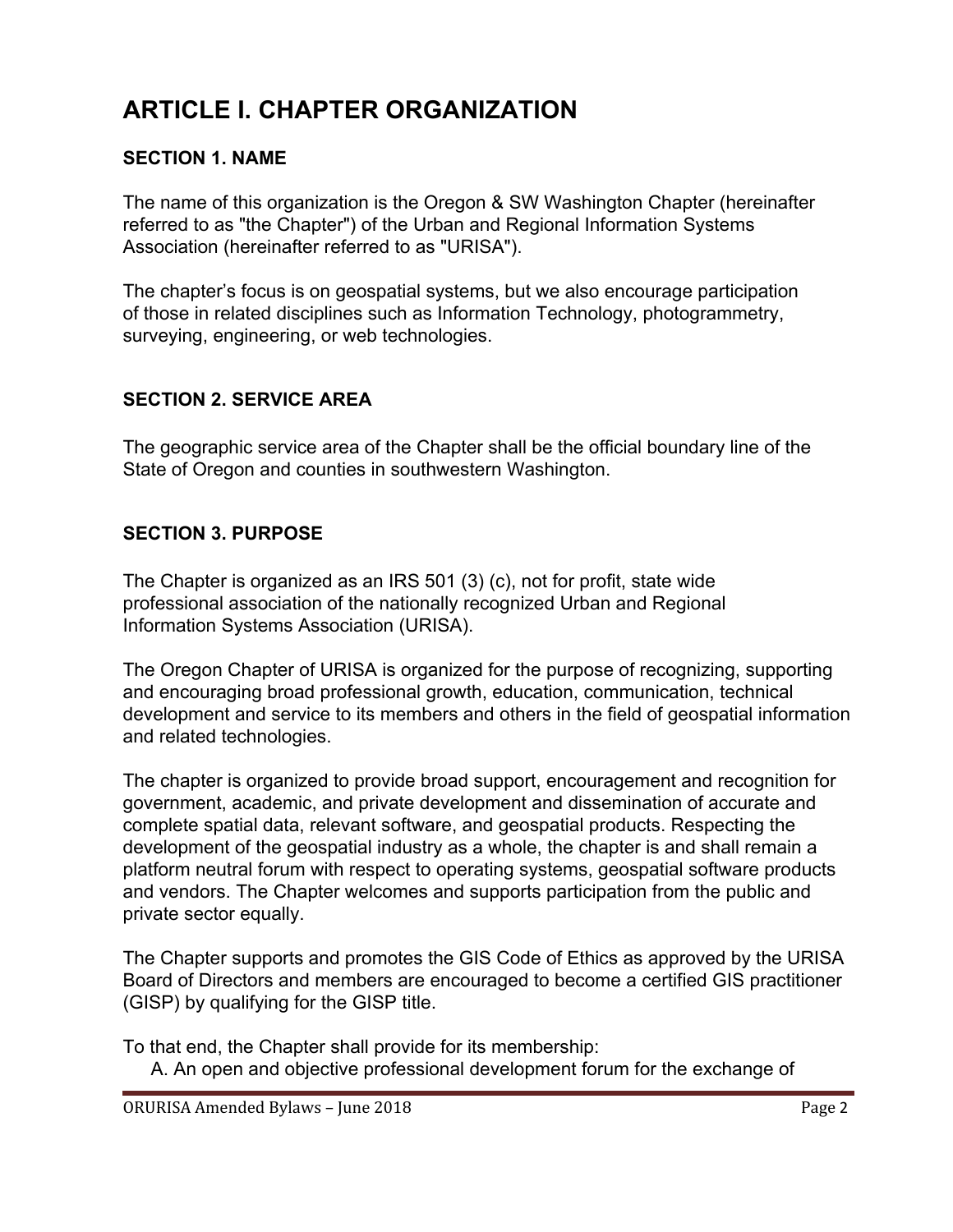# ARTICLE I. CHAPTER ORGANIZATION

### SECTION 1. NAME

The name of this organization is the Oregon & SW Washington Chapter (hereinafter referred to as "the Chapter") of the Urban and Regional Information Systems Association (hereinafter referred to as "URISA").

The chapter's focus is on geospatial systems, but we also encourage participation of those in related disciplines such as Information Technology, photogrammetry, surveying, engineering, or web technologies.

### SECTION 2. SERVICE AREA

The geographic service area of the Chapter shall be the official boundary line of the State of Oregon and counties in southwestern Washington.

### SECTION 3. PURPOSE

The Chapter is organized as an IRS 501 (3) (c), not for profit, state wide professional association of the nationally recognized Urban and Regional Information Systems Association (URISA).

The Oregon Chapter of URISA is organized for the purpose of recognizing, supporting and encouraging broad professional growth, education, communication, technical development and service to its members and others in the field of geospatial information and related technologies.

The chapter is organized to provide broad support, encouragement and recognition for government, academic, and private development and dissemination of accurate and complete spatial data, relevant software, and geospatial products. Respecting the development of the geospatial industry as a whole, the chapter is and shall remain a platform neutral forum with respect to operating systems, geospatial software products and vendors. The Chapter welcomes and supports participation from the public and private sector equally.

The Chapter supports and promotes the GIS Code of Ethics as approved by the URISA Board of Directors and members are encouraged to become a certified GIS practitioner (GISP) by qualifying for the GISP title.

To that end, the Chapter shall provide for its membership:

A. An open and objective professional development forum for the exchange of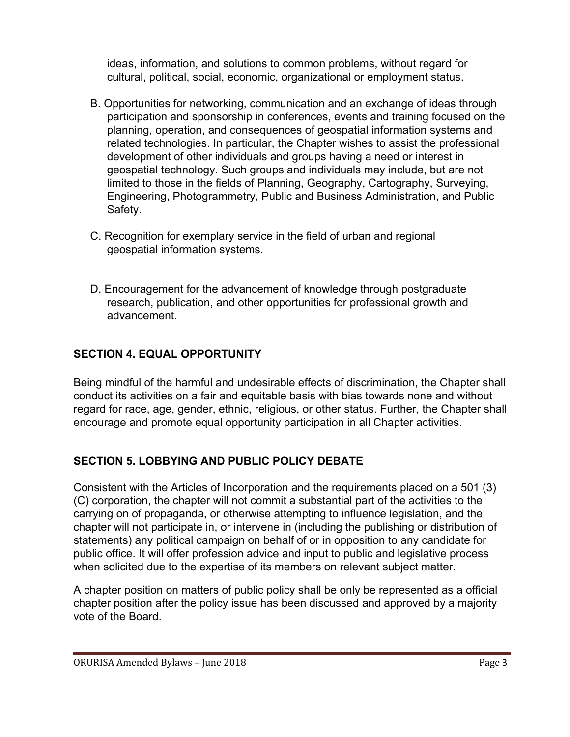ideas, information, and solutions to common problems, without regard for cultural, political, social, economic, organizational or employment status.

B. Opportunities for networking, communication and an exchange of ideas through participation and sponsorship in conferences, events and training focused on the planning, operation, and consequences of geospatial information systems and related technologies. In particular, the Chapter wishes to assist the professional development of other individuals and groups having a need or interest in geospatial technology. Such groups and individuals may include, but are not limited to those in the fields of Planning, Geography, Cartography, Surveying, Engineering, Photogrammetry, Public and Business Administration, and Public Safety.

C. Recognition for exemplary service in the field of urban and regional geospatial information systems.

D. Encouragement for the advancement of knowledge through postgraduate research, publication, and other opportunities for professional growth and advancement.

## SECTION 4. EQUAL OPPORTUNITY

Being mindful of the harmful and undesirable effects of discrimination, the Chapter shall conduct its activities on a fair and equitable basis with bias towards none and without regard for race, age, gender, ethnic, religious, or other status. Further, the Chapter shall encourage and promote equal opportunity participation in all Chapter activities.

## SECTION 5. LOBBYING AND PUBLIC POLICY DEBATE

Consistent with the Articles of Incorporation and the requirements placed on a 501 (3) (C) corporation, the chapter will not commit a substantial part of the activities to the carrying on of propaganda, or otherwise attempting to influence legislation, and the chapter will not participate in, or intervene in (including the publishing or distribution of statements) any political campaign on behalf of or in opposition to any candidate for public office. It will offer profession advice and input to public and legislative process when solicited due to the expertise of its members on relevant subject matter.

A chapter position on matters of public policy shall be only be represented as a official chapter position after the policy issue has been discussed and approved by a majority vote of the Board.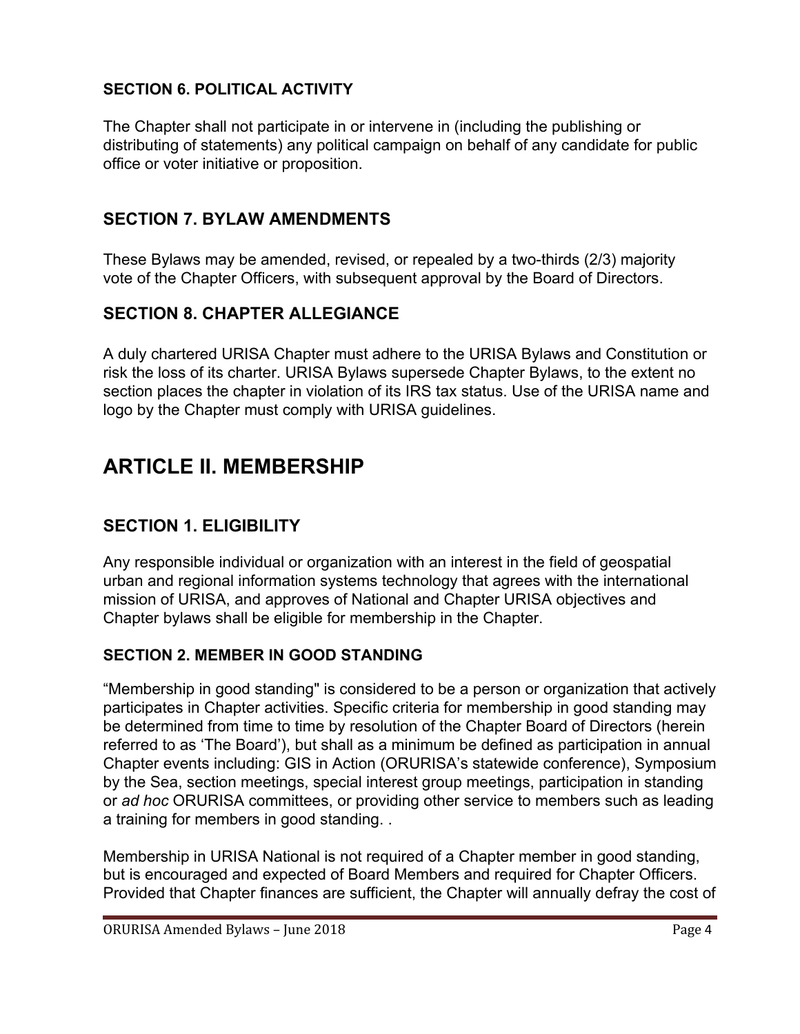### SECTION 6. POLITICAL ACTIVITY

The Chapter shall not participate in or intervene in (including the publishing or distributing of statements) any political campaign on behalf of any candidate for public office or voter initiative or proposition.

## SECTION 7. BYLAW AMENDMENTS

These Bylaws may be amended, revised, or repealed by a two-thirds (2/3) majority vote of the Chapter Officers, with subsequent approval by the Board of Directors.

## SECTION 8. CHAPTER ALLEGIANCE

A duly chartered URISA Chapter must adhere to the URISA Bylaws and Constitution or risk the loss of its charter. URISA Bylaws supersede Chapter Bylaws, to the extent no section places the chapter in violation of its IRS tax status. Use of the URISA name and logo by the Chapter must comply with URISA guidelines.

# ARTICLE II. MEMBERSHIP

## SECTION 1. ELIGIBILITY

Any responsible individual or organization with an interest in the field of geospatial urban and regional information systems technology that agrees with the international mission of URISA, and approves of National and Chapter URISA objectives and Chapter bylaws shall be eligible for membership in the Chapter.

### SECTION 2. MEMBER IN GOOD STANDING

“Membership in good standing" is considered to be a person or organization that actively participates in Chapter activities. Specific criteria for membership in good standing may be determined from time to time by resolution of the Chapter Board of Directors (herein referred to as ‘The Board’), but shall as a minimum be defined as participation in annual Chapter events including: GIS in Action (ORURISA’s statewide conference), Symposium by the Sea, section meetings, special interest group meetings, participation in standing or *ad hoc* ORURISA committees, or providing other service to members such as leading a training for members in good standing. .

Membership in URISA National is not required of a Chapter member in good standing, but is encouraged and expected of Board Members and required for Chapter Officers. Provided that Chapter finances are sufficient, the Chapter will annually defray the cost of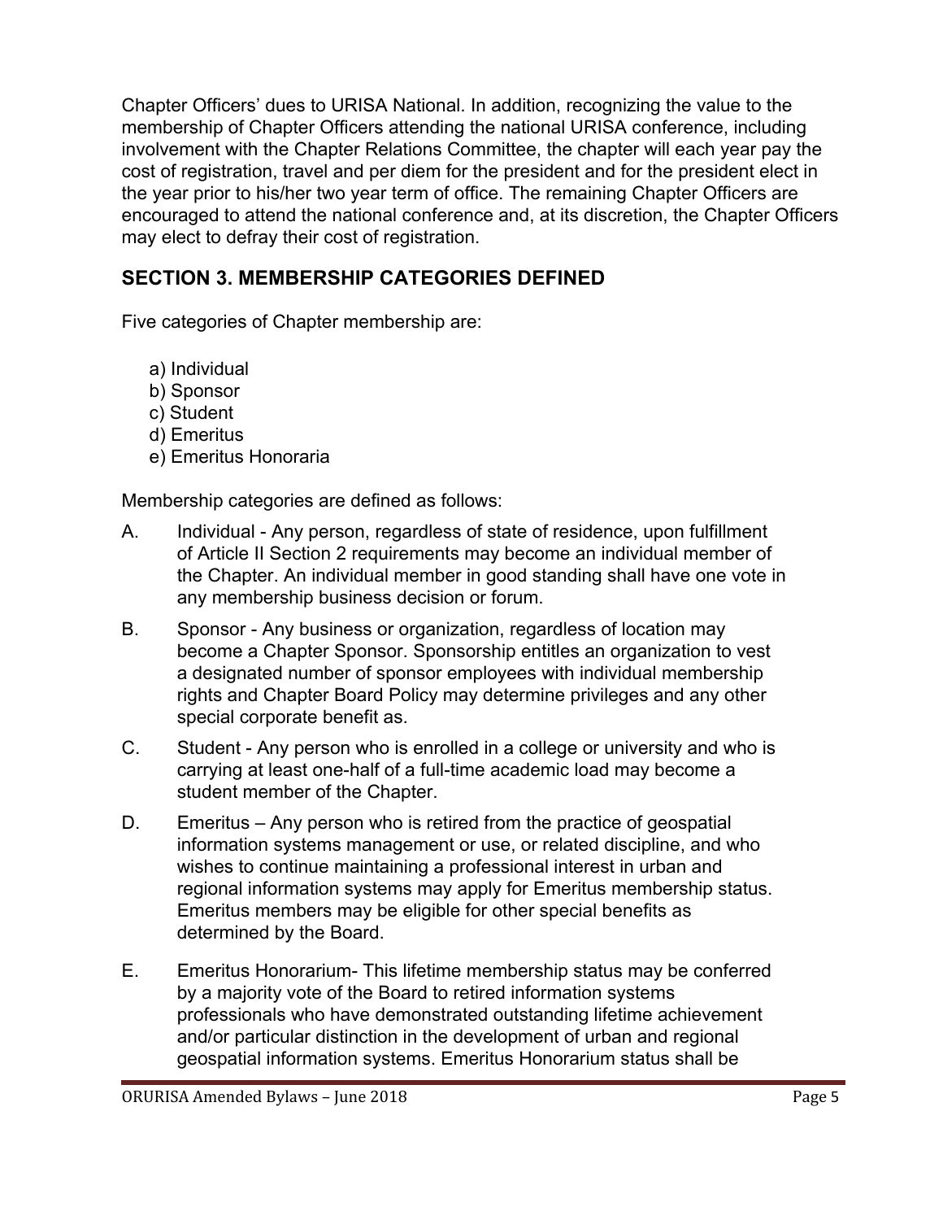Chapter Officers' dues to URISA National. In addition, recognizing the value to the membership of Chapter Officers attending the national URISA conference, including involvement with the Chapter Relations Committee, the chapter will each year pay the cost of registration, travel and per diem for the president and for the president elect in the year prior to his/her two year term of office. The remaining Chapter Officers are encouraged to attend the national conference and, at its discretion, the Chapter Officers may elect to defray their cost of registration.

## SECTION 3. MEMBERSHIP CATEGORIES DEFINED

Five categories of Chapter membership are:

a) Individual
b) Sponsor
c) Student
d) Emeritus
e) Emeritus Honoraria

Membership categories are defined as follows:

A. Individual - Any person, regardless of state of residence, upon fulfillment of Article II Section 2 requirements may become an individual member of the Chapter. An individual member in good standing shall have one vote in any membership business decision or forum.

B. Sponsor - Any business or organization, regardless of location may become a Chapter Sponsor. Sponsorship entitles an organization to vest a designated number of sponsor employees with individual membership rights and Chapter Board Policy may determine privileges and any other special corporate benefit as.

C. Student - Any person who is enrolled in a college or university and who is carrying at least one-half of a full-time academic load may become a student member of the Chapter.

D. Emeritus – Any person who is retired from the practice of geospatial information systems management or use, or related discipline, and who wishes to continue maintaining a professional interest in urban and regional information systems may apply for Emeritus membership status. Emeritus members may be eligible for other special benefits as determined by the Board.

E. Emeritus Honorarium- This lifetime membership status may be conferred by a majority vote of the Board to retired information systems professionals who have demonstrated outstanding lifetime achievement and/or particular distinction in the development of urban and regional geospatial information systems. Emeritus Honorarium status shall be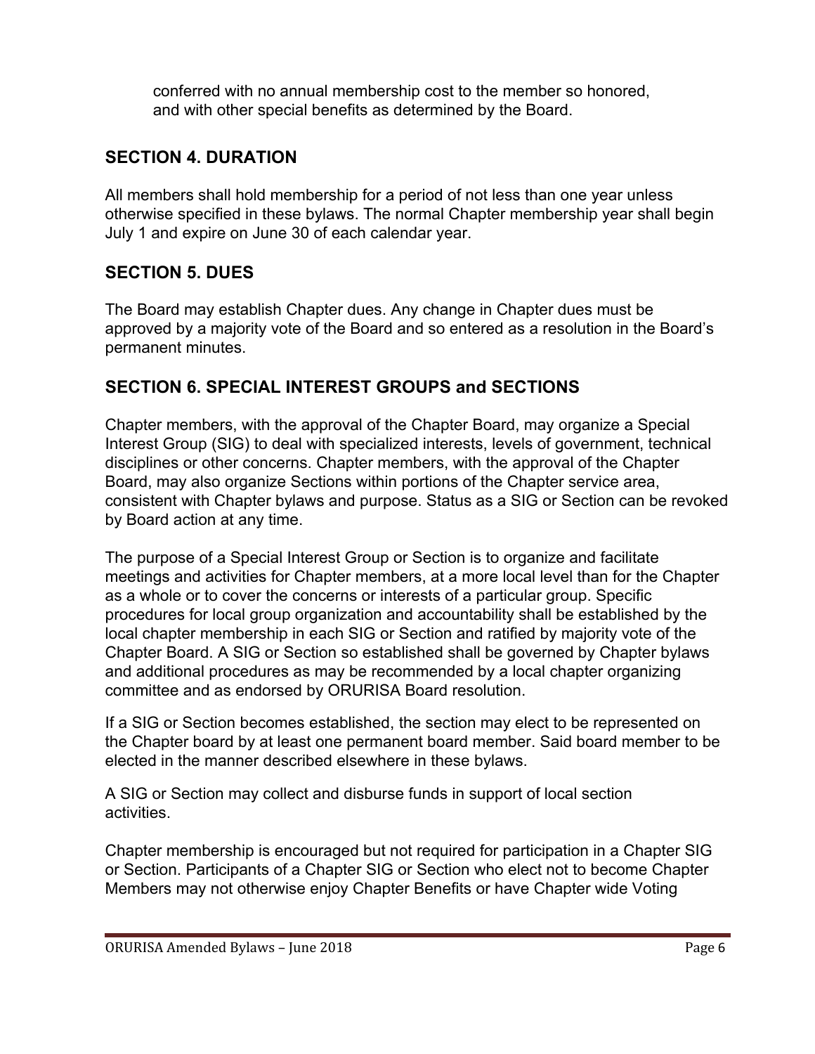conferred with no annual membership cost to the member so honored, and with other special benefits as determined by the Board.

## SECTION 4. DURATION

All members shall hold membership for a period of not less than one year unless otherwise specified in these bylaws. The normal Chapter membership year shall begin July 1 and expire on June 30 of each calendar year.

## SECTION 5. DUES

The Board may establish Chapter dues. Any change in Chapter dues must be approved by a majority vote of the Board and so entered as a resolution in the Board's permanent minutes.

## SECTION 6. SPECIAL INTEREST GROUPS and SECTIONS

Chapter members, with the approval of the Chapter Board, may organize a Special Interest Group (SIG) to deal with specialized interests, levels of government, technical disciplines or other concerns. Chapter members, with the approval of the Chapter Board, may also organize Sections within portions of the Chapter service area, consistent with Chapter bylaws and purpose. Status as a SIG or Section can be revoked by Board action at any time.

The purpose of a Special Interest Group or Section is to organize and facilitate meetings and activities for Chapter members, at a more local level than for the Chapter as a whole or to cover the concerns or interests of a particular group. Specific procedures for local group organization and accountability shall be established by the local chapter membership in each SIG or Section and ratified by majority vote of the Chapter Board. A SIG or Section so established shall be governed by Chapter bylaws and additional procedures as may be recommended by a local chapter organizing committee and as endorsed by ORURISA Board resolution.

If a SIG or Section becomes established, the section may elect to be represented on the Chapter board by at least one permanent board member. Said board member to be elected in the manner described elsewhere in these bylaws.

A SIG or Section may collect and disburse funds in support of local section activities.

Chapter membership is encouraged but not required for participation in a Chapter SIG or Section. Participants of a Chapter SIG or Section who elect not to become Chapter Members may not otherwise enjoy Chapter Benefits or have Chapter wide Voting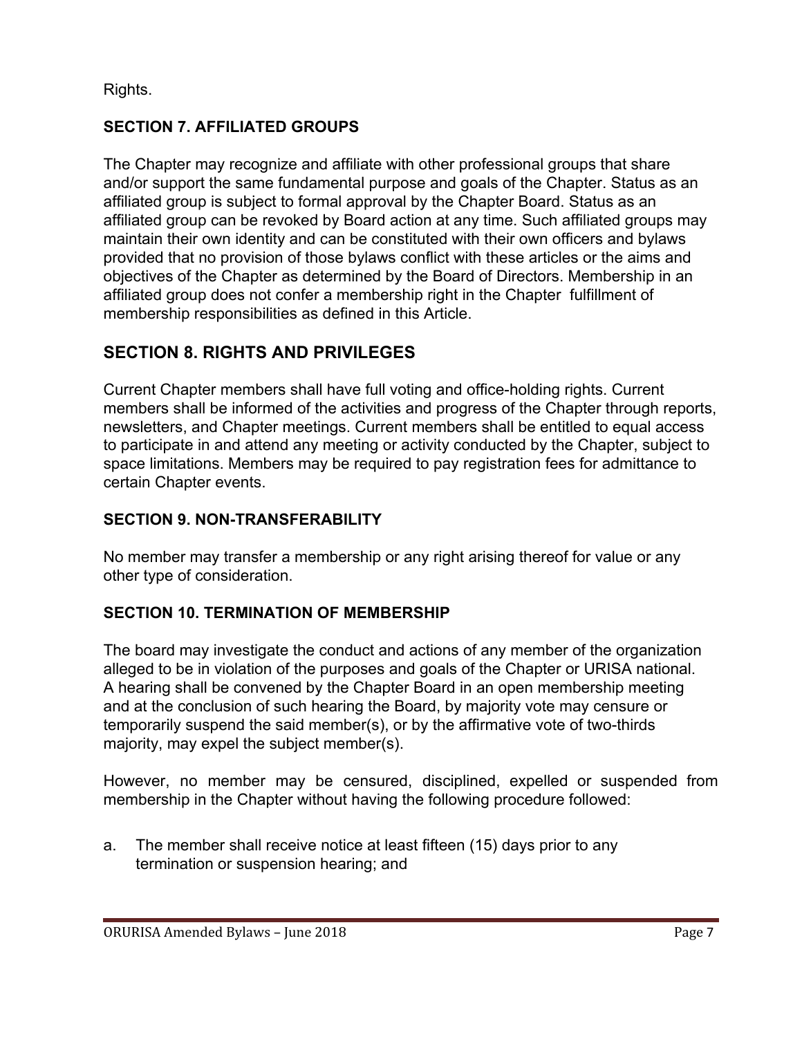Rights.

### SECTION 7. AFFILIATED GROUPS

The Chapter may recognize and affiliate with other professional groups that share and/or support the same fundamental purpose and goals of the Chapter. Status as an affiliated group is subject to formal approval by the Chapter Board. Status as an affiliated group can be revoked by Board action at any time. Such affiliated groups may maintain their own identity and can be constituted with their own officers and bylaws provided that no provision of those bylaws conflict with these articles or the aims and objectives of the Chapter as determined by the Board of Directors. Membership in an affiliated group does not confer a membership right in the Chapter fulfillment of membership responsibilities as defined in this Article.

## SECTION 8. RIGHTS AND PRIVILEGES

Current Chapter members shall have full voting and office-holding rights. Current members shall be informed of the activities and progress of the Chapter through reports, newsletters, and Chapter meetings. Current members shall be entitled to equal access to participate in and attend any meeting or activity conducted by the Chapter, subject to space limitations. Members may be required to pay registration fees for admittance to certain Chapter events.

### SECTION 9. NON-TRANSFERABILITY

No member may transfer a membership or any right arising thereof for value or any other type of consideration.

### SECTION 10. TERMINATION OF MEMBERSHIP

The board may investigate the conduct and actions of any member of the organization alleged to be in violation of the purposes and goals of the Chapter or URISA national. A hearing shall be convened by the Chapter Board in an open membership meeting and at the conclusion of such hearing the Board, by majority vote may censure or temporarily suspend the said member(s), or by the affirmative vote of two-thirds majority, may expel the subject member(s).

However, no member may be censured, disciplined, expelled or suspended from membership in the Chapter without having the following procedure followed:

a. The member shall receive notice at least fifteen (15) days prior to any termination or suspension hearing; and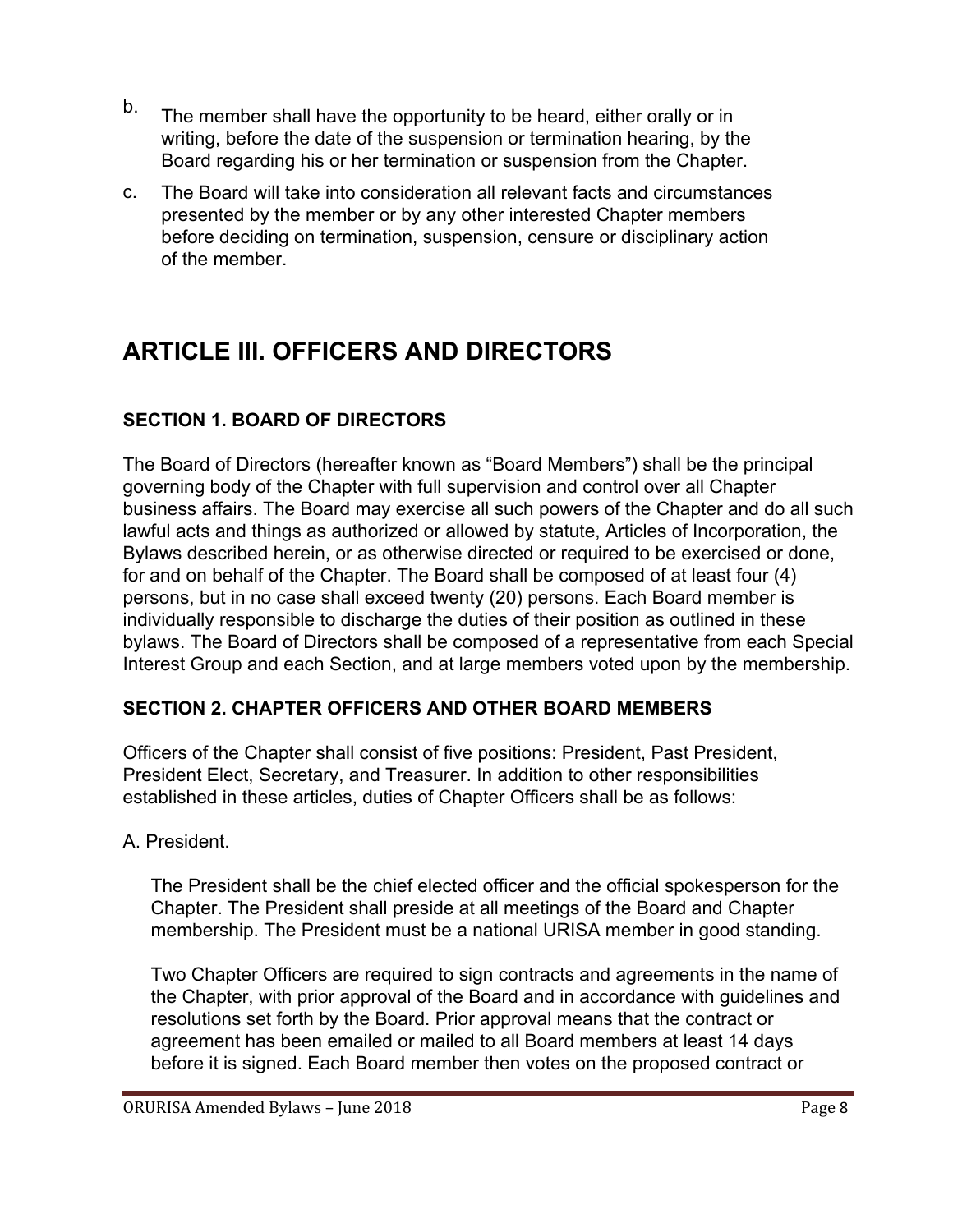b. The member shall have the opportunity to be heard, either orally or in writing, before the date of the suspension or termination hearing, by the Board regarding his or her termination or suspension from the Chapter.

c. The Board will take into consideration all relevant facts and circumstances presented by the member or by any other interested Chapter members before deciding on termination, suspension, censure or disciplinary action of the member.

# ARTICLE III. OFFICERS AND DIRECTORS

### SECTION 1. BOARD OF DIRECTORS

The Board of Directors (hereafter known as "Board Members") shall be the principal governing body of the Chapter with full supervision and control over all Chapter business affairs. The Board may exercise all such powers of the Chapter and do all such lawful acts and things as authorized or allowed by statute, Articles of Incorporation, the Bylaws described herein, or as otherwise directed or required to be exercised or done, for and on behalf of the Chapter. The Board shall be composed of at least four (4) persons, but in no case shall exceed twenty (20) persons. Each Board member is individually responsible to discharge the duties of their position as outlined in these bylaws. The Board of Directors shall be composed of a representative from each Special Interest Group and each Section, and at large members voted upon by the membership.

### SECTION 2. CHAPTER OFFICERS AND OTHER BOARD MEMBERS

Officers of the Chapter shall consist of five positions: President, Past President, President Elect, Secretary, and Treasurer. In addition to other responsibilities established in these articles, duties of Chapter Officers shall be as follows:

A. President.

The President shall be the chief elected officer and the official spokesperson for the Chapter. The President shall preside at all meetings of the Board and Chapter membership. The President must be a national URISA member in good standing.

Two Chapter Officers are required to sign contracts and agreements in the name of the Chapter, with prior approval of the Board and in accordance with guidelines and resolutions set forth by the Board. Prior approval means that the contract or agreement has been emailed or mailed to all Board members at least 14 days before it is signed. Each Board member then votes on the proposed contract or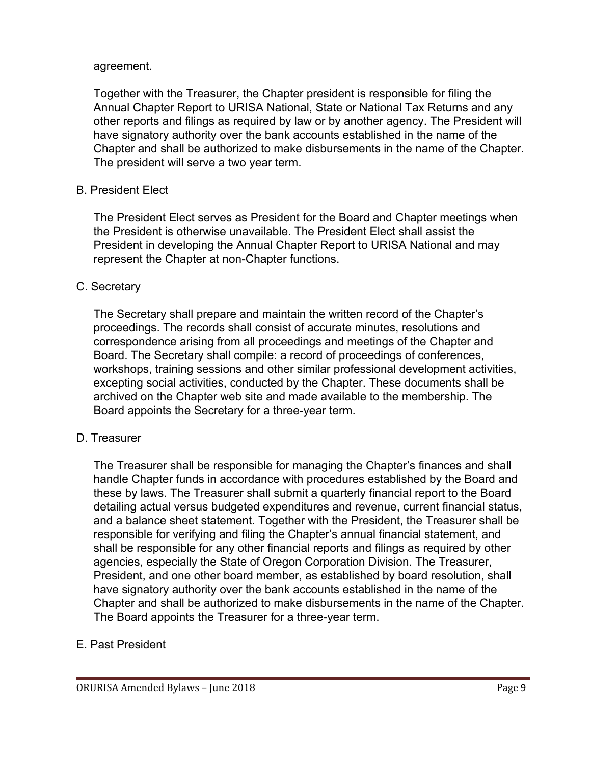agreement.

Together with the Treasurer, the Chapter president is responsible for filing the Annual Chapter Report to URISA National, State or National Tax Returns and any other reports and filings as required by law or by another agency. The President will have signatory authority over the bank accounts established in the name of the Chapter and shall be authorized to make disbursements in the name of the Chapter. The president will serve a two year term.

B. President Elect

The President Elect serves as President for the Board and Chapter meetings when the President is otherwise unavailable. The President Elect shall assist the President in developing the Annual Chapter Report to URISA National and may represent the Chapter at non-Chapter functions.

C. Secretary

The Secretary shall prepare and maintain the written record of the Chapter's proceedings. The records shall consist of accurate minutes, resolutions and correspondence arising from all proceedings and meetings of the Chapter and Board. The Secretary shall compile: a record of proceedings of conferences, workshops, training sessions and other similar professional development activities, excepting social activities, conducted by the Chapter. These documents shall be archived on the Chapter web site and made available to the membership. The Board appoints the Secretary for a three-year term.

D. Treasurer

The Treasurer shall be responsible for managing the Chapter's finances and shall handle Chapter funds in accordance with procedures established by the Board and these by laws. The Treasurer shall submit a quarterly financial report to the Board detailing actual versus budgeted expenditures and revenue, current financial status, and a balance sheet statement. Together with the President, the Treasurer shall be responsible for verifying and filing the Chapter's annual financial statement, and shall be responsible for any other financial reports and filings as required by other agencies, especially the State of Oregon Corporation Division. The Treasurer, President, and one other board member, as established by board resolution, shall have signatory authority over the bank accounts established in the name of the Chapter and shall be authorized to make disbursements in the name of the Chapter. The Board appoints the Treasurer for a three-year term.

E. Past President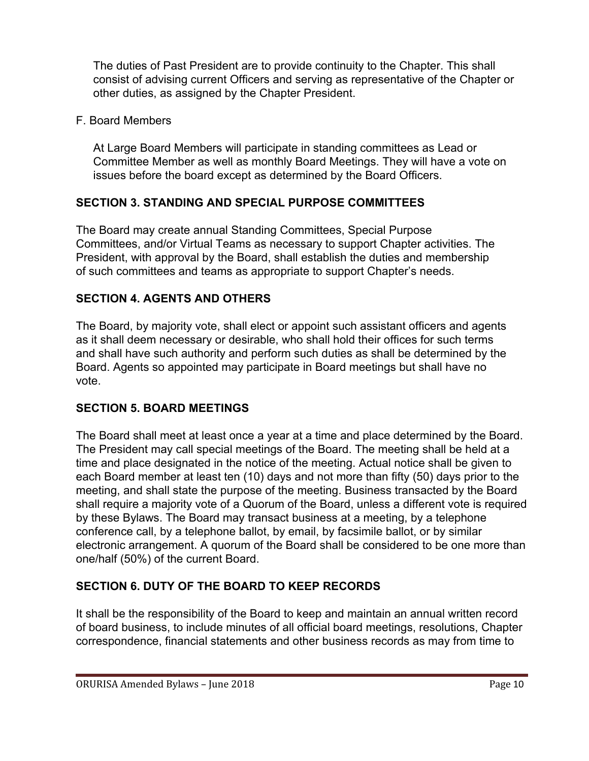The duties of Past President are to provide continuity to the Chapter. This shall consist of advising current Officers and serving as representative of the Chapter or other duties, as assigned by the Chapter President.

F. Board Members

At Large Board Members will participate in standing committees as Lead or Committee Member as well as monthly Board Meetings. They will have a vote on issues before the board except as determined by the Board Officers.

## SECTION 3. STANDING AND SPECIAL PURPOSE COMMITTEES

The Board may create annual Standing Committees, Special Purpose Committees, and/or Virtual Teams as necessary to support Chapter activities. The President, with approval by the Board, shall establish the duties and membership of such committees and teams as appropriate to support Chapter's needs.

## SECTION 4. AGENTS AND OTHERS

The Board, by majority vote, shall elect or appoint such assistant officers and agents as it shall deem necessary or desirable, who shall hold their offices for such terms and shall have such authority and perform such duties as shall be determined by the Board. Agents so appointed may participate in Board meetings but shall have no vote.

## SECTION 5. BOARD MEETINGS

The Board shall meet at least once a year at a time and place determined by the Board. The President may call special meetings of the Board. The meeting shall be held at a time and place designated in the notice of the meeting. Actual notice shall be given to each Board member at least ten (10) days and not more than fifty (50) days prior to the meeting, and shall state the purpose of the meeting. Business transacted by the Board shall require a majority vote of a Quorum of the Board, unless a different vote is required by these Bylaws. The Board may transact business at a meeting, by a telephone conference call, by a telephone ballot, by email, by facsimile ballot, or by similar electronic arrangement. A quorum of the Board shall be considered to be one more than one/half (50%) of the current Board.

## SECTION 6. DUTY OF THE BOARD TO KEEP RECORDS

It shall be the responsibility of the Board to keep and maintain an annual written record of board business, to include minutes of all official board meetings, resolutions, Chapter correspondence, financial statements and other business records as may from time to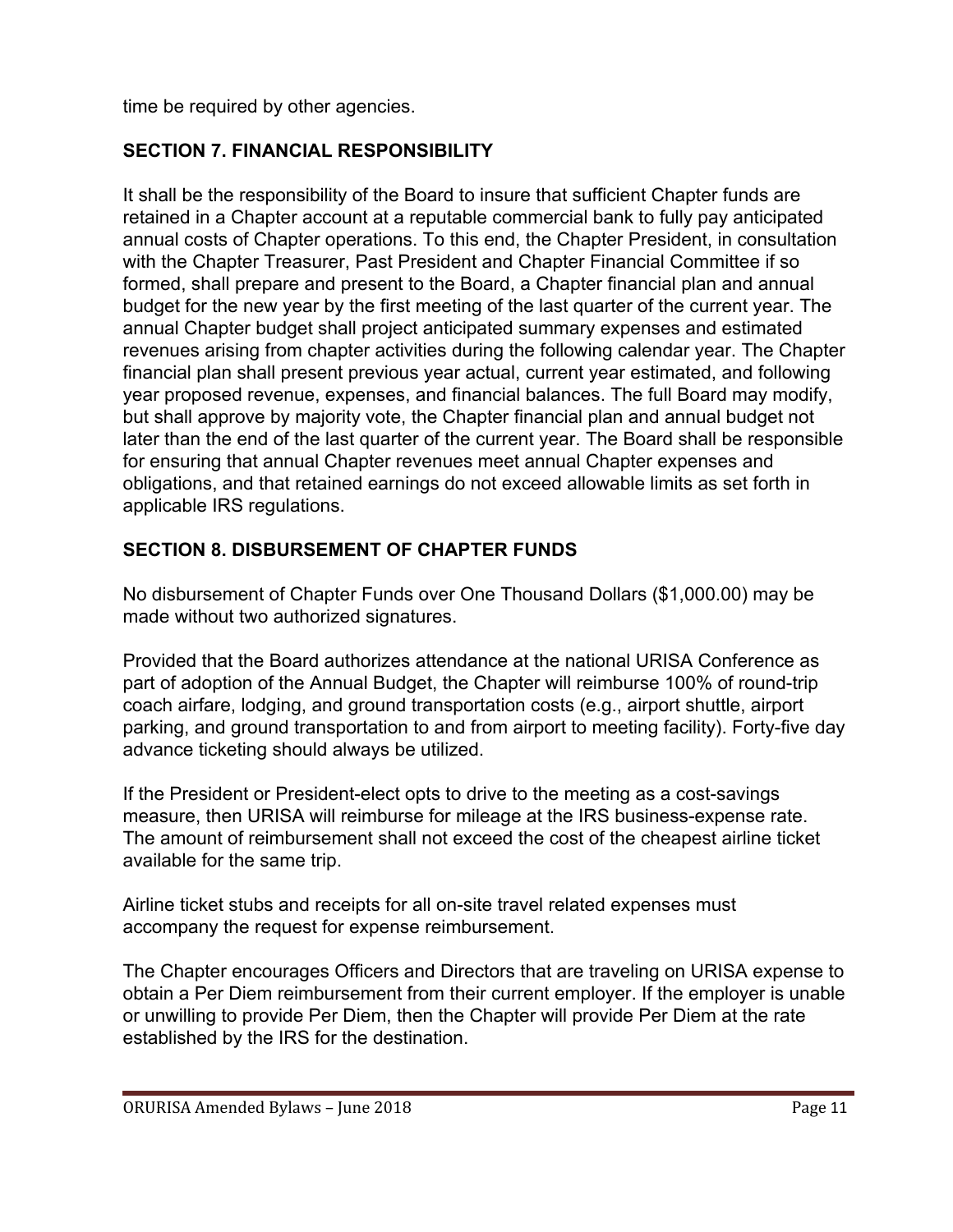time be required by other agencies.

## SECTION 7. FINANCIAL RESPONSIBILITY

It shall be the responsibility of the Board to insure that sufficient Chapter funds are retained in a Chapter account at a reputable commercial bank to fully pay anticipated annual costs of Chapter operations. To this end, the Chapter President, in consultation with the Chapter Treasurer, Past President and Chapter Financial Committee if so formed, shall prepare and present to the Board, a Chapter financial plan and annual budget for the new year by the first meeting of the last quarter of the current year. The annual Chapter budget shall project anticipated summary expenses and estimated revenues arising from chapter activities during the following calendar year. The Chapter financial plan shall present previous year actual, current year estimated, and following year proposed revenue, expenses, and financial balances. The full Board may modify, but shall approve by majority vote, the Chapter financial plan and annual budget not later than the end of the last quarter of the current year. The Board shall be responsible for ensuring that annual Chapter revenues meet annual Chapter expenses and obligations, and that retained earnings do not exceed allowable limits as set forth in applicable IRS regulations.

## SECTION 8. DISBURSEMENT OF CHAPTER FUNDS

No disbursement of Chapter Funds over One Thousand Dollars ($1,000.00) may be made without two authorized signatures.

Provided that the Board authorizes attendance at the national URISA Conference as part of adoption of the Annual Budget, the Chapter will reimburse 100% of round-trip coach airfare, lodging, and ground transportation costs (e.g., airport shuttle, airport parking, and ground transportation to and from airport to meeting facility). Forty-five day advance ticketing should always be utilized.

If the President or President-elect opts to drive to the meeting as a cost-savings measure, then URISA will reimburse for mileage at the IRS business-expense rate. The amount of reimbursement shall not exceed the cost of the cheapest airline ticket available for the same trip.

Airline ticket stubs and receipts for all on-site travel related expenses must accompany the request for expense reimbursement.

The Chapter encourages Officers and Directors that are traveling on URISA expense to obtain a Per Diem reimbursement from their current employer. If the employer is unable or unwilling to provide Per Diem, then the Chapter will provide Per Diem at the rate established by the IRS for the destination.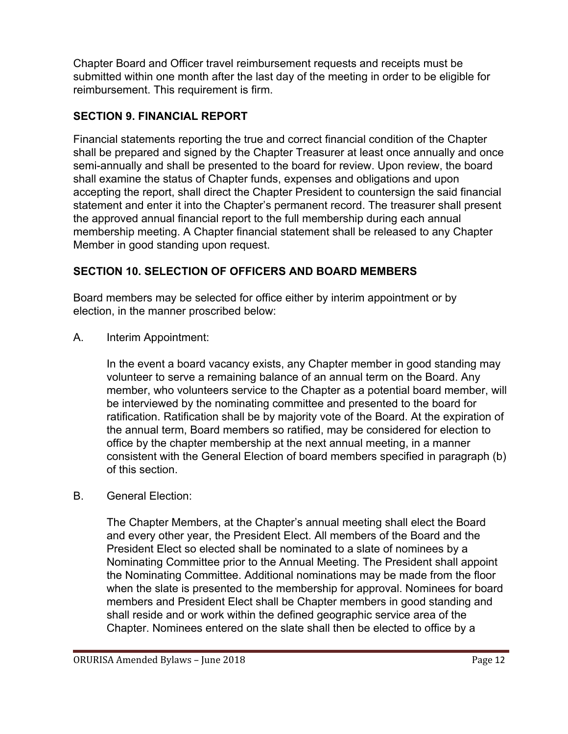Chapter Board and Officer travel reimbursement requests and receipts must be submitted within one month after the last day of the meeting in order to be eligible for reimbursement. This requirement is firm.

## SECTION 9. FINANCIAL REPORT

Financial statements reporting the true and correct financial condition of the Chapter shall be prepared and signed by the Chapter Treasurer at least once annually and once semi-annually and shall be presented to the board for review. Upon review, the board shall examine the status of Chapter funds, expenses and obligations and upon accepting the report, shall direct the Chapter President to countersign the said financial statement and enter it into the Chapter's permanent record. The treasurer shall present the approved annual financial report to the full membership during each annual membership meeting. A Chapter financial statement shall be released to any Chapter Member in good standing upon request.

## SECTION 10. SELECTION OF OFFICERS AND BOARD MEMBERS

Board members may be selected for office either by interim appointment or by election, in the manner proscribed below:

A. Interim Appointment:

In the event a board vacancy exists, any Chapter member in good standing may volunteer to serve a remaining balance of an annual term on the Board. Any member, who volunteers service to the Chapter as a potential board member, will be interviewed by the nominating committee and presented to the board for ratification. Ratification shall be by majority vote of the Board. At the expiration of the annual term, Board members so ratified, may be considered for election to office by the chapter membership at the next annual meeting, in a manner consistent with the General Election of board members specified in paragraph (b) of this section.

B. General Election:

The Chapter Members, at the Chapter's annual meeting shall elect the Board and every other year, the President Elect. All members of the Board and the President Elect so elected shall be nominated to a slate of nominees by a Nominating Committee prior to the Annual Meeting. The President shall appoint the Nominating Committee. Additional nominations may be made from the floor when the slate is presented to the membership for approval. Nominees for board members and President Elect shall be Chapter members in good standing and shall reside and or work within the defined geographic service area of the Chapter. Nominees entered on the slate shall then be elected to office by a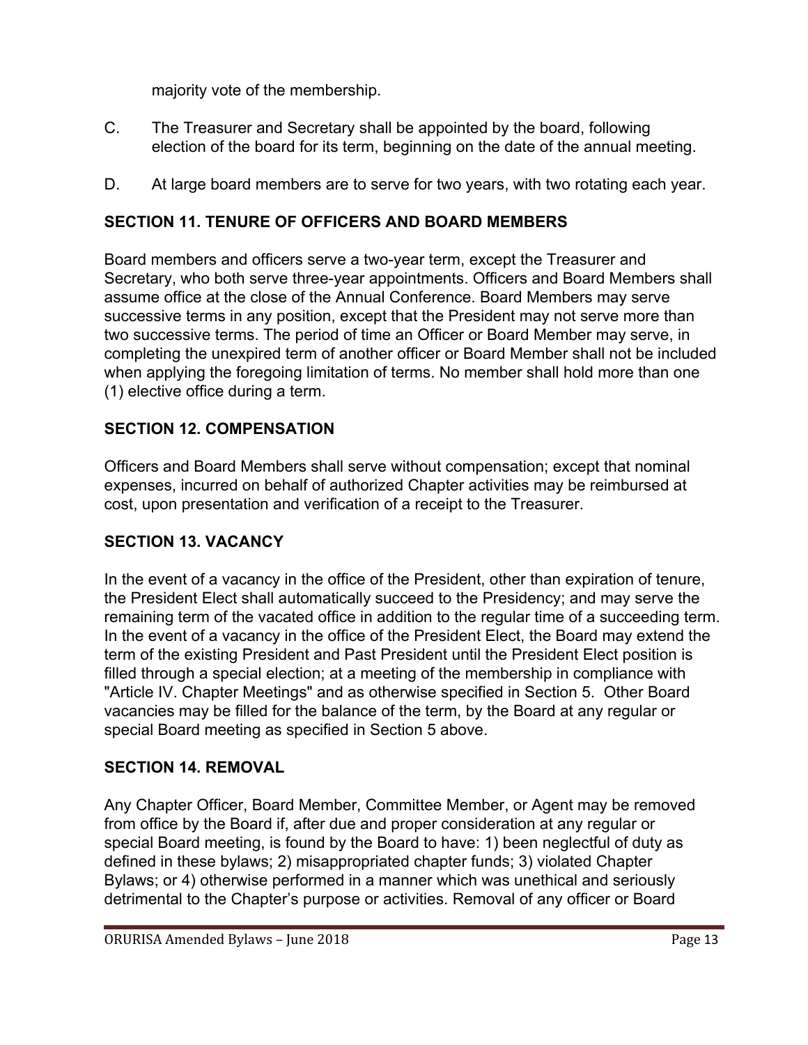majority vote of the membership.

C. The Treasurer and Secretary shall be appointed by the board, following election of the board for its term, beginning on the date of the annual meeting.

D. At large board members are to serve for two years, with two rotating each year.

## SECTION 11. TENURE OF OFFICERS AND BOARD MEMBERS

Board members and officers serve a two-year term, except the Treasurer and Secretary, who both serve three-year appointments. Officers and Board Members shall assume office at the close of the Annual Conference. Board Members may serve successive terms in any position, except that the President may not serve more than two successive terms. The period of time an Officer or Board Member may serve, in completing the unexpired term of another officer or Board Member shall not be included when applying the foregoing limitation of terms. No member shall hold more than one (1) elective office during a term.

## SECTION 12. COMPENSATION

Officers and Board Members shall serve without compensation; except that nominal expenses, incurred on behalf of authorized Chapter activities may be reimbursed at cost, upon presentation and verification of a receipt to the Treasurer.

## SECTION 13. VACANCY

In the event of a vacancy in the office of the President, other than expiration of tenure, the President Elect shall automatically succeed to the Presidency; and may serve the remaining term of the vacated office in addition to the regular time of a succeeding term. In the event of a vacancy in the office of the President Elect, the Board may extend the term of the existing President and Past President until the President Elect position is filled through a special election; at a meeting of the membership in compliance with "Article IV. Chapter Meetings" and as otherwise specified in Section 5. Other Board vacancies may be filled for the balance of the term, by the Board at any regular or special Board meeting as specified in Section 5 above.

## SECTION 14. REMOVAL

Any Chapter Officer, Board Member, Committee Member, or Agent may be removed from office by the Board if, after due and proper consideration at any regular or special Board meeting, is found by the Board to have: 1) been neglectful of duty as defined in these bylaws; 2) misappropriated chapter funds; 3) violated Chapter Bylaws; or 4) otherwise performed in a manner which was unethical and seriously detrimental to the Chapter's purpose or activities. Removal of any officer or Board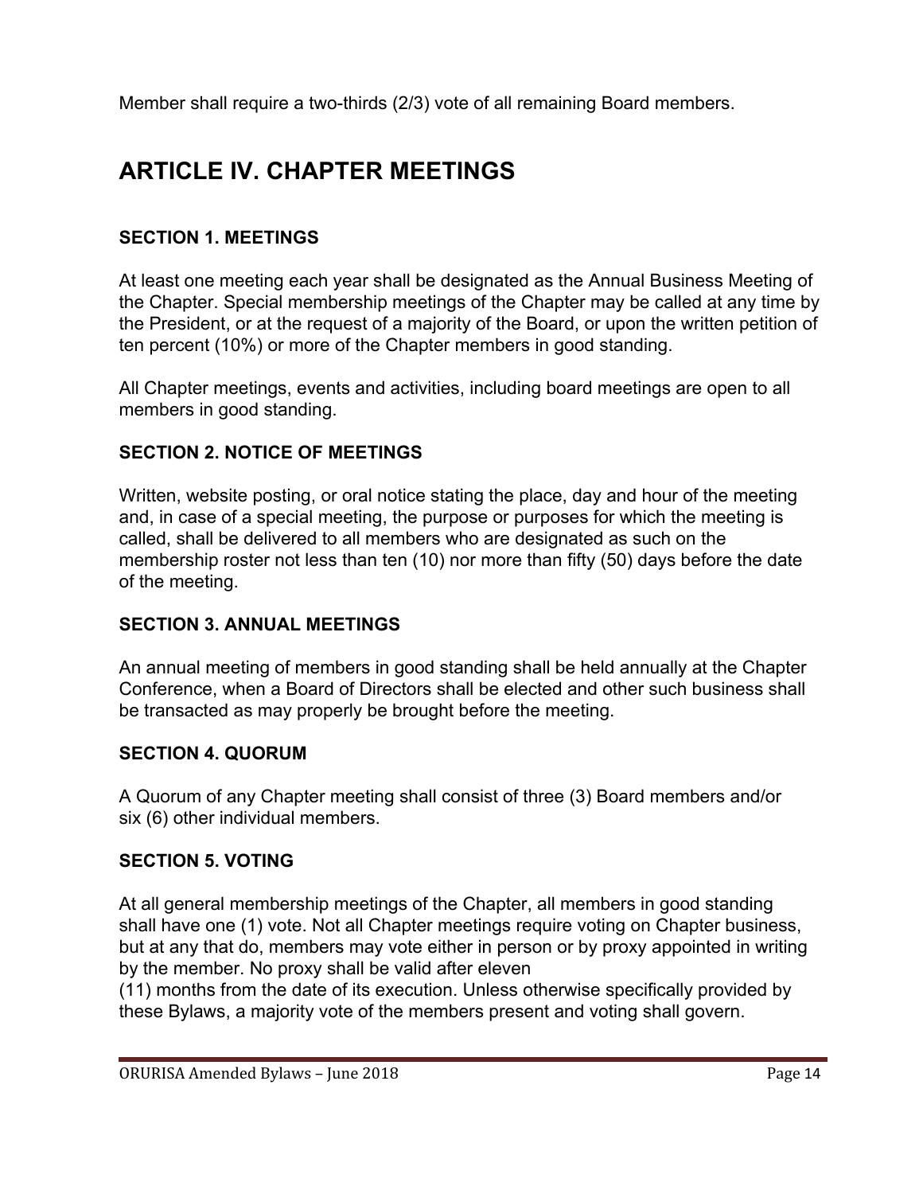Member shall require a two-thirds (2/3) vote of all remaining Board members.

# ARTICLE IV. CHAPTER MEETINGS

### SECTION 1. MEETINGS

At least one meeting each year shall be designated as the Annual Business Meeting of the Chapter. Special membership meetings of the Chapter may be called at any time by the President, or at the request of a majority of the Board, or upon the written petition of ten percent (10%) or more of the Chapter members in good standing.

All Chapter meetings, events and activities, including board meetings are open to all members in good standing.

### SECTION 2. NOTICE OF MEETINGS

Written, website posting, or oral notice stating the place, day and hour of the meeting and, in case of a special meeting, the purpose or purposes for which the meeting is called, shall be delivered to all members who are designated as such on the membership roster not less than ten (10) nor more than fifty (50) days before the date of the meeting.

### SECTION 3. ANNUAL MEETINGS

An annual meeting of members in good standing shall be held annually at the Chapter Conference, when a Board of Directors shall be elected and other such business shall be transacted as may properly be brought before the meeting.

### SECTION 4. QUORUM

A Quorum of any Chapter meeting shall consist of three (3) Board members and/or six (6) other individual members.

### SECTION 5. VOTING

At all general membership meetings of the Chapter, all members in good standing shall have one (1) vote. Not all Chapter meetings require voting on Chapter business, but at any that do, members may vote either in person or by proxy appointed in writing by the member. No proxy shall be valid after eleven (11) months from the date of its execution. Unless otherwise specifically provided by these Bylaws, a majority vote of the members present and voting shall govern.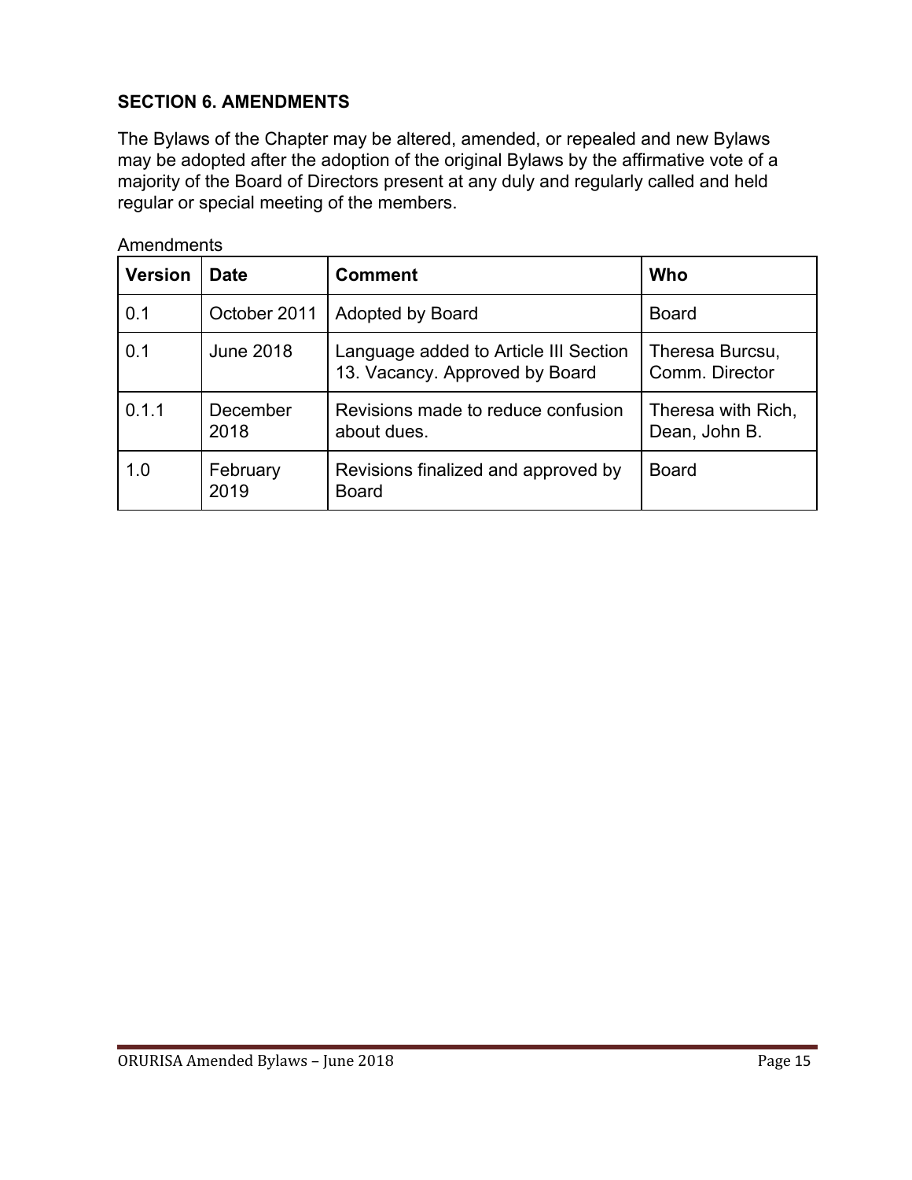### SECTION 6. AMENDMENTS

The Bylaws of the Chapter may be altered, amended, or repealed and new Bylaws may be adopted after the adoption of the original Bylaws by the affirmative vote of a majority of the Board of Directors present at any duly and regularly called and held regular or special meeting of the members.

Amendments

| Version | Date | Comment | Who |
|---|---|---|---|
| 0.1 | October 2011 | Adopted by Board | Board |
| 0.1 | June 2018 | Language added to Article III Section 13. Vacancy. Approved by Board | Theresa Burcsu, Comm. Director |
| 0.1.1 | December 2018 | Revisions made to reduce confusion about dues. | Theresa with Rich, Dean, John B. |
| 1.0 | February 2019 | Revisions finalized and approved by Board | Board |